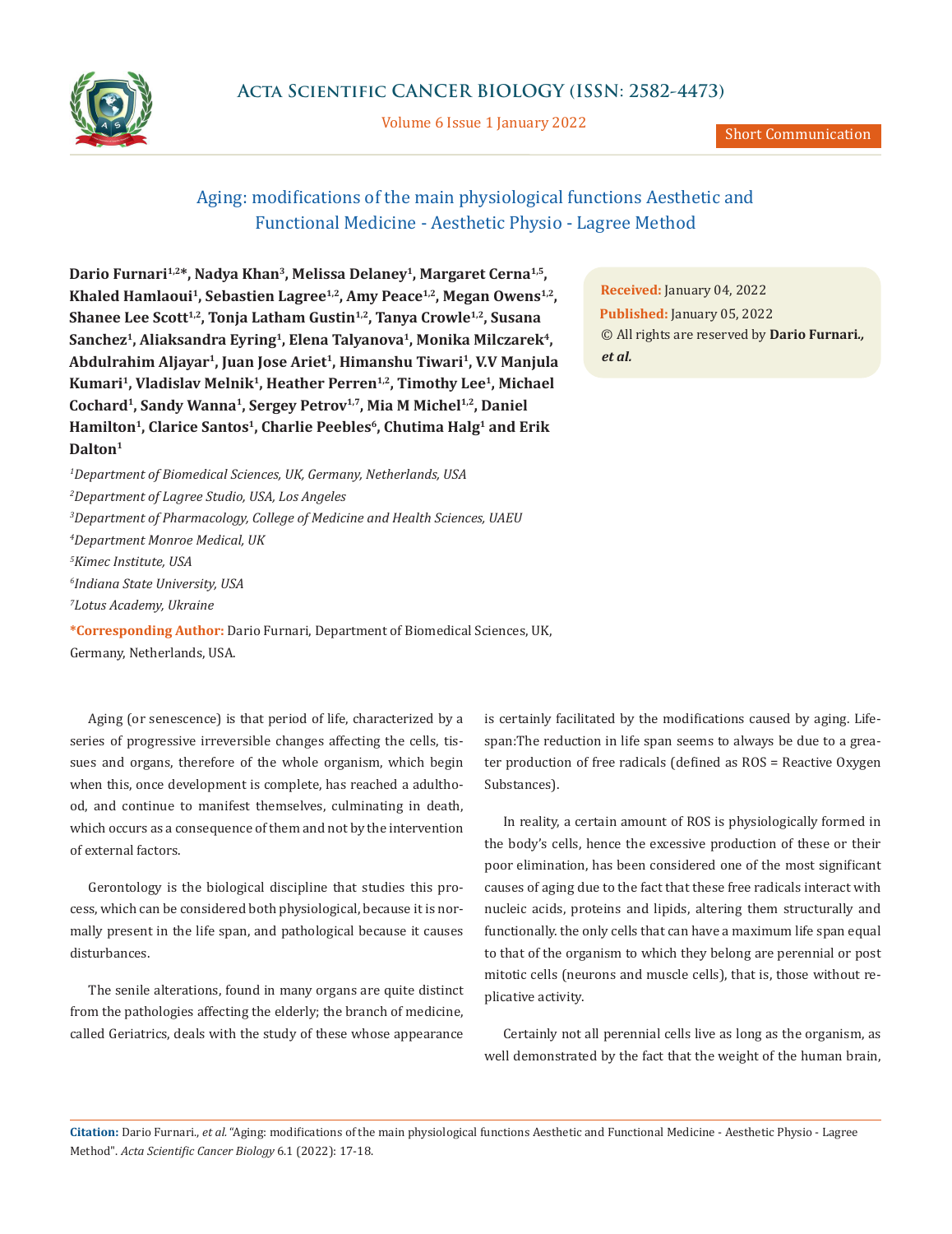# Aging: modifications of the main physiological functions Aesthetic and Functional Medicine - Aesthetic Physio - Lagree Method

**Dario Furnari[1,2]*, Nadya Khan[3], Melissa Delaney[1], Margaret Cerna[1,5], Khaled Hamlaoui[1], Sebastien Lagree[1,2], Amy Peace[1,2], Megan Owens[1,2], Shanee Lee Scott[1,2], Tonja Latham Gustin[1,2], Tanya Crowle[1,2], Susana Sanchez[1], Aliaksandra Eyring[1], Elena Talyanova[1], Monika Milczarek[4], Abdulrahim Aljayar[1], Juan Jose Ariet[1], Himanshu Tiwari[1], V.V Manjula Kumari[1], Vladislav Melnik[1], Heather Perren[1,2], Timothy Lee[1], Michael Cochard[1], Sandy Wanna[1], Sergey Petrov[1,7], Mia M Michel[1,2], Daniel Hamilton[1], Clarice Santos[1], Charlie Peebles[6], Chutima Halg[1] and Erik Dalton[1]**

[1]*Department of Biomedical Sciences, UK, Germany, Netherlands, USA*

[2]*Department of Lagree Studio, USA, Los Angeles*

[3]*Department of Pharmacology, College of Medicine and Health Sciences, UAEU*

[4]*Department Monroe Medical, UK*

[5]*Kimec Institute, USA*

[6]*Indiana State University, USA*

[7]*Lotus Academy, Ukraine*

**\*Corresponding Author:** Dario Furnari, Department of Biomedical Sciences, UK, Germany, Netherlands, USA.

**Received:** January 04, 2022
**Published:** January 05, 2022
© All rights are reserved by **Dario Furnari., *et al.***

Aging (or senescence) is that period of life, characterized by a series of progressive irreversible changes affecting the cells, tissues and organs, therefore of the whole organism, which begin when this, once development is complete, has reached a adulthood, and continue to manifest themselves, culminating in death, which occurs as a consequence of them and not by the intervention of external factors.

Gerontology is the biological discipline that studies this process, which can be considered both physiological, because it is normally present in the life span, and pathological because it causes disturbances.

The senile alterations, found in many organs are quite distinct from the pathologies affecting the elderly; the branch of medicine, called Geriatrics, deals with the study of these whose appearance is certainly facilitated by the modifications caused by aging. Lifespan:The reduction in life span seems to always be due to a greater production of free radicals (defined as ROS = Reactive Oxygen Substances).

In reality, a certain amount of ROS is physiologically formed in the body's cells, hence the excessive production of these or their poor elimination, has been considered one of the most significant causes of aging due to the fact that these free radicals interact with nucleic acids, proteins and lipids, altering them structurally and functionally. the only cells that can have a maximum life span equal to that of the organism to which they belong are perennial or post mitotic cells (neurons and muscle cells), that is, those without replicative activity.

Certainly not all perennial cells live as long as the organism, as well demonstrated by the fact that the weight of the human brain,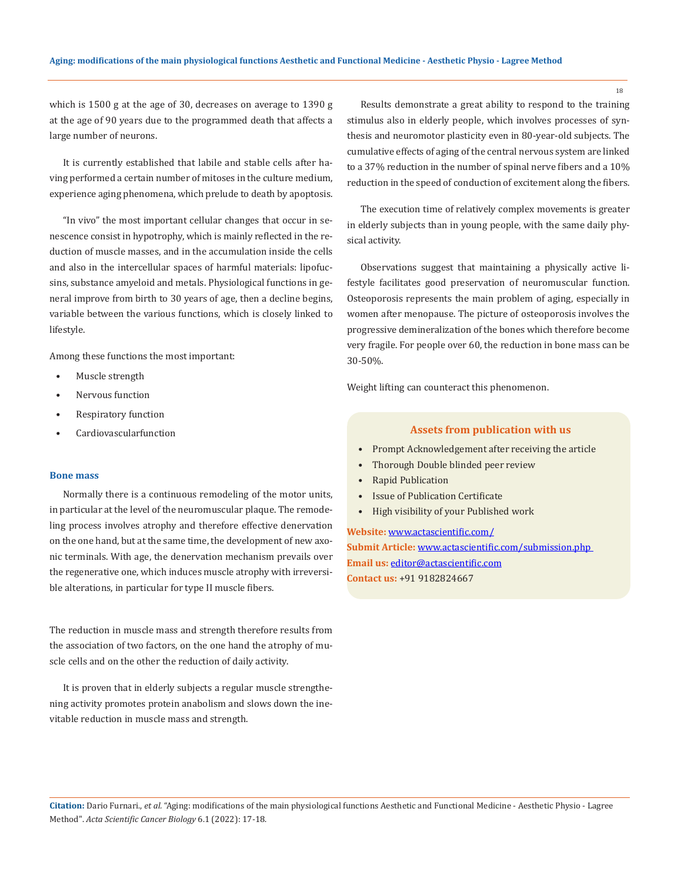which is 1500 g at the age of 30, decreases on average to 1390 g at the age of 90 years due to the programmed death that affects a large number of neurons.

It is currently established that labile and stable cells after having performed a certain number of mitoses in the culture medium, experience aging phenomena, which prelude to death by apoptosis.

"In vivo" the most important cellular changes that occur in senescence consist in hypotrophy, which is mainly reflected in the reduction of muscle masses, and in the accumulation inside the cells and also in the intercellular spaces of harmful materials: lipofucsins, substance amyeloid and metals. Physiological functions in general improve from birth to 30 years of age, then a decline begins, variable between the various functions, which is closely linked to lifestyle.

Among these functions the most important:

- Muscle strength
- Nervous function
- Respiratory function
- Cardiovascularfunction

### Bone mass

Normally there is a continuous remodeling of the motor units, in particular at the level of the neuromuscular plaque. The remodeling process involves atrophy and therefore effective denervation on the one hand, but at the same time, the development of new axonic terminals. With age, the denervation mechanism prevails over the regenerative one, which induces muscle atrophy with irreversible alterations, in particular for type II muscle fibers.

The reduction in muscle mass and strength therefore results from the association of two factors, on the one hand the atrophy of muscle cells and on the other the reduction of daily activity.

It is proven that in elderly subjects a regular muscle strengthening activity promotes protein anabolism and slows down the inevitable reduction in muscle mass and strength.

Results demonstrate a great ability to respond to the training stimulus also in elderly people, which involves processes of synthesis and neuromotor plasticity even in 80-year-old subjects. The cumulative effects of aging of the central nervous system are linked to a 37% reduction in the number of spinal nerve fibers and a 10% reduction in the speed of conduction of excitement along the fibers.

The execution time of relatively complex movements is greater in elderly subjects than in young people, with the same daily physical activity.

Observations suggest that maintaining a physically active lifestyle facilitates good preservation of neuromuscular function. Osteoporosis represents the main problem of aging, especially in women after menopause. The picture of osteoporosis involves the progressive demineralization of the bones which therefore become very fragile. For people over 60, the reduction in bone mass can be 30-50%.

Weight lifting can counteract this phenomenon.

**Assets from publication with us**

- Prompt Acknowledgement after receiving the article
- Thorough Double blinded peer review
- Rapid Publication
- Issue of Publication Certificate
- High visibility of your Published work

**Website:** www.actascientific.com/
**Submit Article:** www.actascientific.com/submission.php
**Email us:** editor@actascientific.com
**Contact us:** +91 9182824667